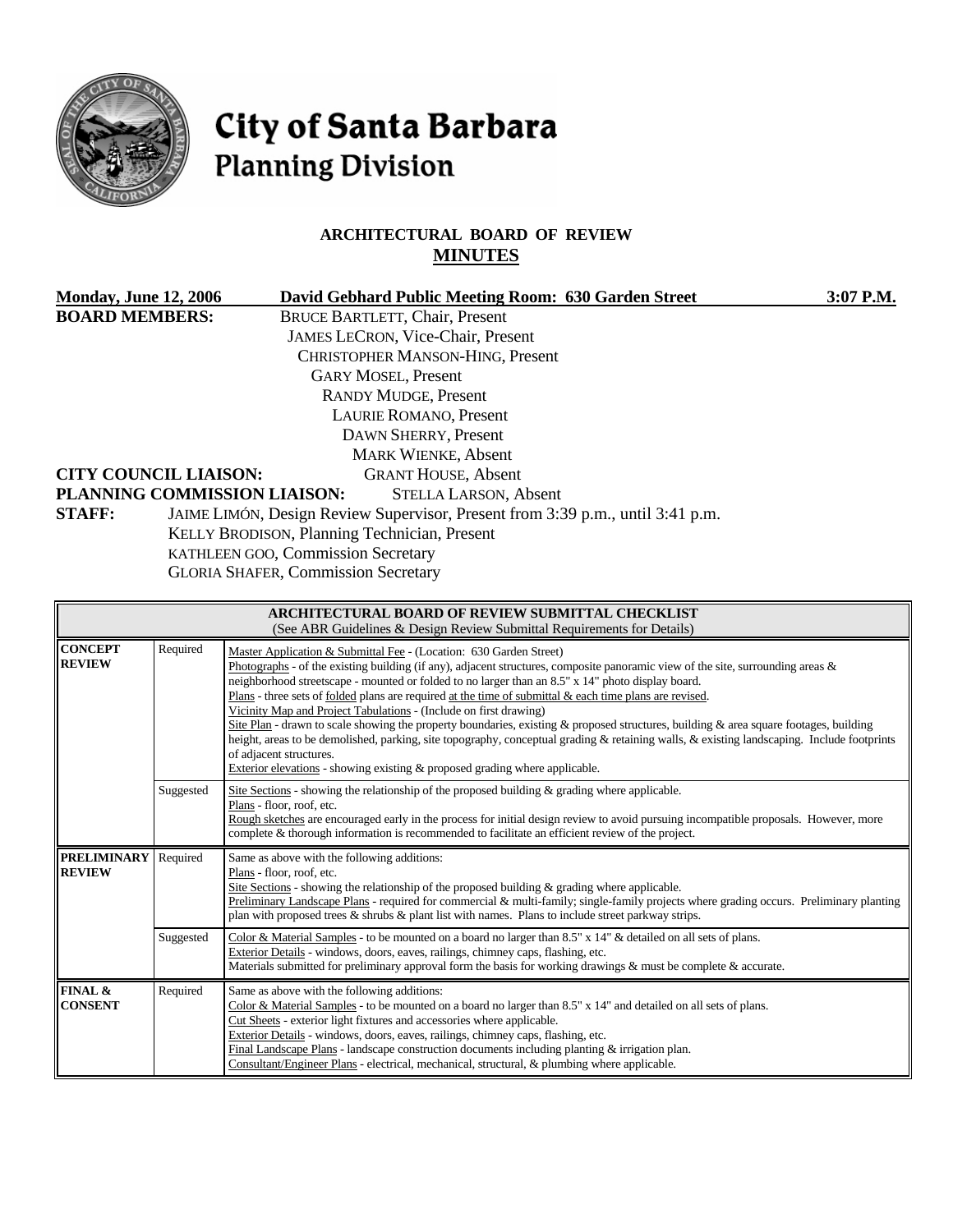# City of Santa Barbara
## Planning Division

### ARCHITECTURAL BOARD OF REVIEW
### MINUTES

**Monday, June 12, 2006** **David Gebhard Public Meeting Room: 630 Garden Street** **3:07 P.M.**

**BOARD MEMBERS:**
BRUCE BARTLETT, Chair, Present
JAMES LECRON, Vice-Chair, Present
CHRISTOPHER MANSON-HING, Present
GARY MOSEL, Present
RANDY MUDGE, Present
LAURIE ROMANO, Present
DAWN SHERRY, Present
MARK WIENKE, Absent

**CITY COUNCIL LIAISON:** GRANT HOUSE, Absent

**PLANNING COMMISSION LIAISON:** STELLA LARSON, Absent

**STAFF:**
JAIME LIMÓN, Design Review Supervisor, Present from 3:39 p.m., until 3:41 p.m.
KELLY BRODISON, Planning Technician, Present
KATHLEEN GOO, Commission Secretary
GLORIA SHAFER, Commission Secretary

| ARCHITECTURAL BOARD OF REVIEW SUBMITTAL CHECKLIST (See ABR Guidelines & Design Review Submittal Requirements for Details) | | |
|---|---|---|
| **CONCEPT REVIEW** | Required | Master Application & Submittal Fee - (Location: 630 Garden Street)<br>Photographs - of the existing building (if any), adjacent structures, composite panoramic view of the site, surrounding areas & neighborhood streetscape - mounted or folded to no larger than an 8.5" x 14" photo display board.<br>Plans - three sets of folded plans are required at the time of submittal & each time plans are revised.<br>Vicinity Map and Project Tabulations - (Include on first drawing)<br>Site Plan - drawn to scale showing the property boundaries, existing & proposed structures, building & area square footages, building height, areas to be demolished, parking, site topography, conceptual grading & retaining walls, & existing landscaping. Include footprints of adjacent structures.<br>Exterior elevations - showing existing & proposed grading where applicable. |
| | Suggested | Site Sections - showing the relationship of the proposed building & grading where applicable.<br>Plans - floor, roof, etc.<br>Rough sketches are encouraged early in the process for initial design review to avoid pursuing incompatible proposals. However, more complete & thorough information is recommended to facilitate an efficient review of the project. |
| **PRELIMINARY REVIEW** | Required | Same as above with the following additions:<br>Plans - floor, roof, etc.<br>Site Sections - showing the relationship of the proposed building & grading where applicable.<br>Preliminary Landscape Plans - required for commercial & multi-family; single-family projects where grading occurs. Preliminary planting plan with proposed trees & shrubs & plant list with names. Plans to include street parkway strips. |
| | Suggested | Color & Material Samples - to be mounted on a board no larger than 8.5" x 14" & detailed on all sets of plans.<br>Exterior Details - windows, doors, eaves, railings, chimney caps, flashing, etc.<br>Materials submitted for preliminary approval form the basis for working drawings & must be complete & accurate. |
| **FINAL & CONSENT** | Required | Same as above with the following additions:<br>Color & Material Samples - to be mounted on a board no larger than 8.5" x 14" and detailed on all sets of plans.<br>Cut Sheets - exterior light fixtures and accessories where applicable.<br>Exterior Details - windows, doors, eaves, railings, chimney caps, flashing, etc.<br>Final Landscape Plans - landscape construction documents including planting & irrigation plan.<br>Consultant/Engineer Plans - electrical, mechanical, structural, & plumbing where applicable. |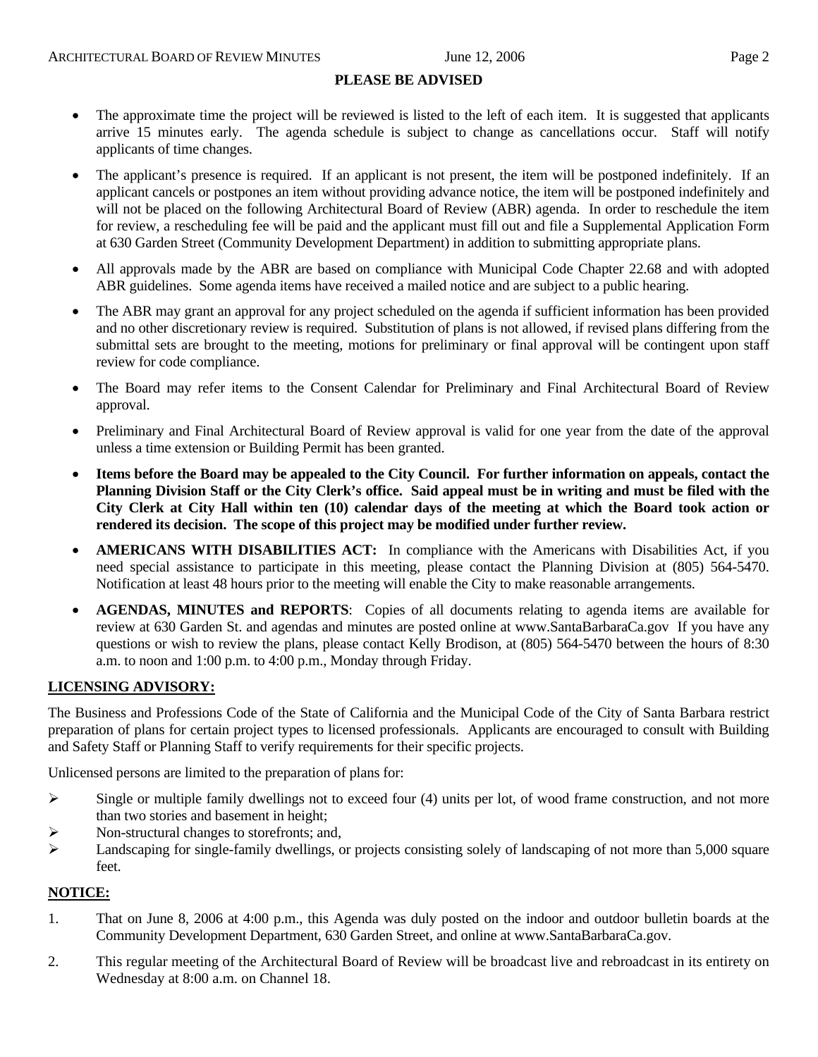## PLEASE BE ADVISED

- The approximate time the project will be reviewed is listed to the left of each item. It is suggested that applicants arrive 15 minutes early. The agenda schedule is subject to change as cancellations occur. Staff will notify applicants of time changes.
- The applicant's presence is required. If an applicant is not present, the item will be postponed indefinitely. If an applicant cancels or postpones an item without providing advance notice, the item will be postponed indefinitely and will not be placed on the following Architectural Board of Review (ABR) agenda. In order to reschedule the item for review, a rescheduling fee will be paid and the applicant must fill out and file a Supplemental Application Form at 630 Garden Street (Community Development Department) in addition to submitting appropriate plans.
- All approvals made by the ABR are based on compliance with Municipal Code Chapter 22.68 and with adopted ABR guidelines. Some agenda items have received a mailed notice and are subject to a public hearing.
- The ABR may grant an approval for any project scheduled on the agenda if sufficient information has been provided and no other discretionary review is required. Substitution of plans is not allowed, if revised plans differing from the submittal sets are brought to the meeting, motions for preliminary or final approval will be contingent upon staff review for code compliance.
- The Board may refer items to the Consent Calendar for Preliminary and Final Architectural Board of Review approval.
- Preliminary and Final Architectural Board of Review approval is valid for one year from the date of the approval unless a time extension or Building Permit has been granted.
- **Items before the Board may be appealed to the City Council. For further information on appeals, contact the Planning Division Staff or the City Clerk's office. Said appeal must be in writing and must be filed with the City Clerk at City Hall within ten (10) calendar days of the meeting at which the Board took action or rendered its decision. The scope of this project may be modified under further review.**
- **AMERICANS WITH DISABILITIES ACT:** In compliance with the Americans with Disabilities Act, if you need special assistance to participate in this meeting, please contact the Planning Division at (805) 564-5470. Notification at least 48 hours prior to the meeting will enable the City to make reasonable arrangements.
- **AGENDAS, MINUTES and REPORTS**: Copies of all documents relating to agenda items are available for review at 630 Garden St. and agendas and minutes are posted online at www.SantaBarbaraCa.gov If you have any questions or wish to review the plans, please contact Kelly Brodison, at (805) 564-5470 between the hours of 8:30 a.m. to noon and 1:00 p.m. to 4:00 p.m., Monday through Friday.

**LICENSING ADVISORY:**

The Business and Professions Code of the State of California and the Municipal Code of the City of Santa Barbara restrict preparation of plans for certain project types to licensed professionals. Applicants are encouraged to consult with Building and Safety Staff or Planning Staff to verify requirements for their specific projects.

Unlicensed persons are limited to the preparation of plans for:

- Single or multiple family dwellings not to exceed four (4) units per lot, of wood frame construction, and not more than two stories and basement in height;
- Non-structural changes to storefronts; and,
- Landscaping for single-family dwellings, or projects consisting solely of landscaping of not more than 5,000 square feet.

**NOTICE:**

1. That on June 8, 2006 at 4:00 p.m., this Agenda was duly posted on the indoor and outdoor bulletin boards at the Community Development Department, 630 Garden Street, and online at www.SantaBarbaraCa.gov.
2. This regular meeting of the Architectural Board of Review will be broadcast live and rebroadcast in its entirety on Wednesday at 8:00 a.m. on Channel 18.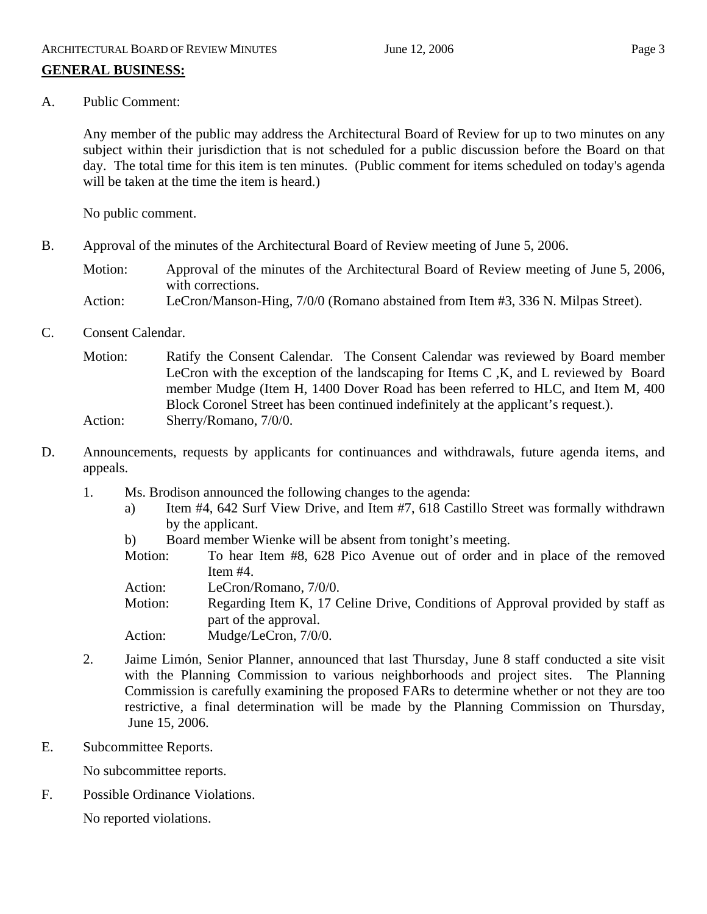## GENERAL BUSINESS:

A. Public Comment:

Any member of the public may address the Architectural Board of Review for up to two minutes on any subject within their jurisdiction that is not scheduled for a public discussion before the Board on that day. The total time for this item is ten minutes. (Public comment for items scheduled on today's agenda will be taken at the time the item is heard.)

No public comment.

B. Approval of the minutes of the Architectural Board of Review meeting of June 5, 2006.

Motion: Approval of the minutes of the Architectural Board of Review meeting of June 5, 2006, with corrections.
Action: LeCron/Manson-Hing, 7/0/0 (Romano abstained from Item #3, 336 N. Milpas Street).

C. Consent Calendar.

Motion: Ratify the Consent Calendar. The Consent Calendar was reviewed by Board member LeCron with the exception of the landscaping for Items C ,K, and L reviewed by Board member Mudge (Item H, 1400 Dover Road has been referred to HLC, and Item M, 400 Block Coronel Street has been continued indefinitely at the applicant's request.).
Action: Sherry/Romano, 7/0/0.

D. Announcements, requests by applicants for continuances and withdrawals, future agenda items, and appeals.

1. Ms. Brodison announced the following changes to the agenda:
   a) Item #4, 642 Surf View Drive, and Item #7, 618 Castillo Street was formally withdrawn by the applicant.
   b) Board member Wienke will be absent from tonight's meeting.

   Motion: To hear Item #8, 628 Pico Avenue out of order and in place of the removed Item #4.
   Action: LeCron/Romano, 7/0/0.
   Motion: Regarding Item K, 17 Celine Drive, Conditions of Approval provided by staff as part of the approval.
   Action: Mudge/LeCron, 7/0/0.

2. Jaime Limón, Senior Planner, announced that last Thursday, June 8 staff conducted a site visit with the Planning Commission to various neighborhoods and project sites. The Planning Commission is carefully examining the proposed FARs to determine whether or not they are too restrictive, a final determination will be made by the Planning Commission on Thursday, June 15, 2006.

E. Subcommittee Reports.

No subcommittee reports.

F. Possible Ordinance Violations.

No reported violations.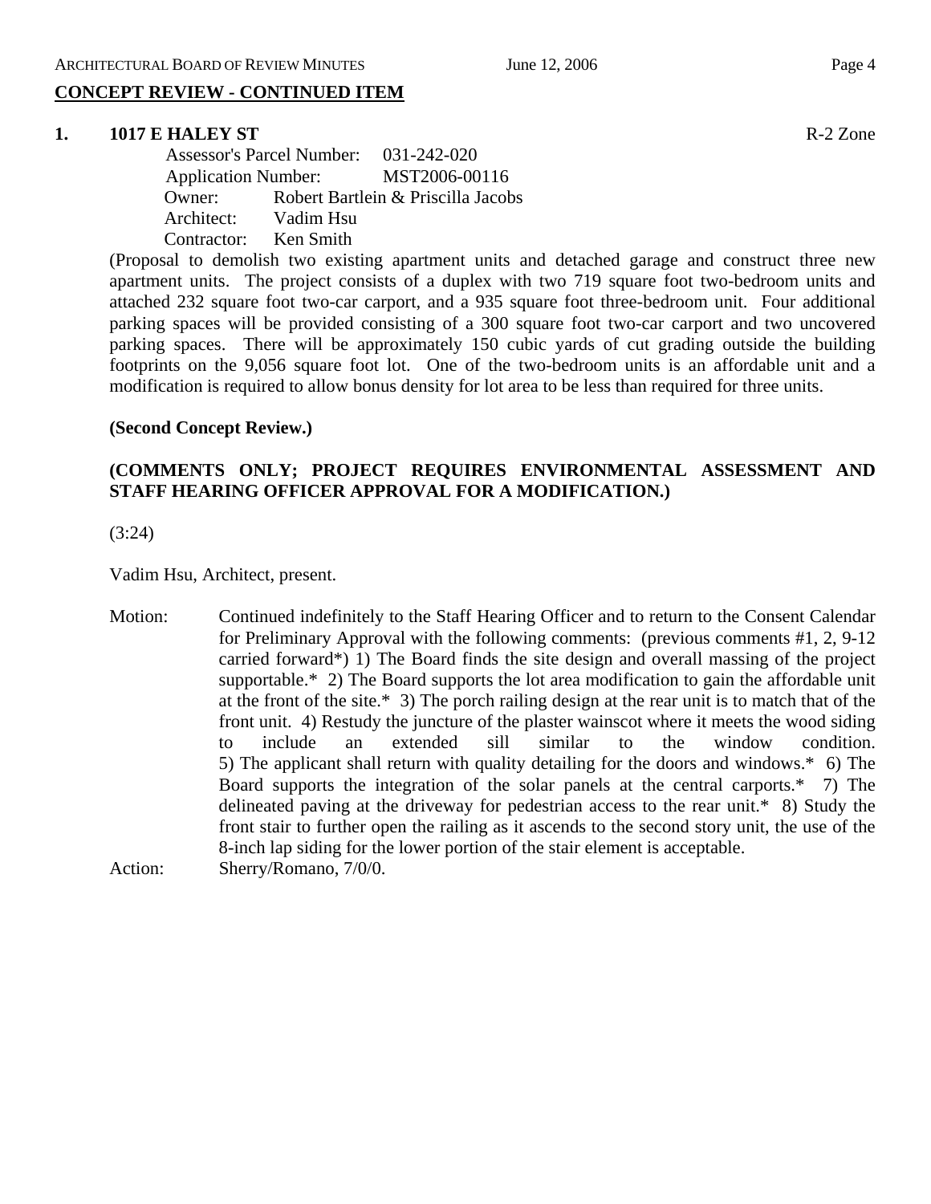## CONCEPT REVIEW - CONTINUED ITEM

**1. 1017 E HALEY ST** R-2 Zone

Assessor's Parcel Number: 031-242-020
Application Number: MST2006-00116
Owner: Robert Bartlein & Priscilla Jacobs
Architect: Vadim Hsu
Contractor: Ken Smith

(Proposal to demolish two existing apartment units and detached garage and construct three new apartment units. The project consists of a duplex with two 719 square foot two-bedroom units and attached 232 square foot two-car carport, and a 935 square foot three-bedroom unit. Four additional parking spaces will be provided consisting of a 300 square foot two-car carport and two uncovered parking spaces. There will be approximately 150 cubic yards of cut grading outside the building footprints on the 9,056 square foot lot. One of the two-bedroom units is an affordable unit and a modification is required to allow bonus density for lot area to be less than required for three units.

**(Second Concept Review.)**

**(COMMENTS ONLY; PROJECT REQUIRES ENVIRONMENTAL ASSESSMENT AND STAFF HEARING OFFICER APPROVAL FOR A MODIFICATION.)**

(3:24)

Vadim Hsu, Architect, present.

Motion: Continued indefinitely to the Staff Hearing Officer and to return to the Consent Calendar for Preliminary Approval with the following comments: (previous comments #1, 2, 9-12 carried forward*) 1) The Board finds the site design and overall massing of the project supportable.* 2) The Board supports the lot area modification to gain the affordable unit at the front of the site.* 3) The porch railing design at the rear unit is to match that of the front unit. 4) Restudy the juncture of the plaster wainscot where it meets the wood siding to include an extended sill similar to the window condition. 5) The applicant shall return with quality detailing for the doors and windows.* 6) The Board supports the integration of the solar panels at the central carports.* 7) The delineated paving at the driveway for pedestrian access to the rear unit.* 8) Study the front stair to further open the railing as it ascends to the second story unit, the use of the 8-inch lap siding for the lower portion of the stair element is acceptable.

Action: Sherry/Romano, 7/0/0.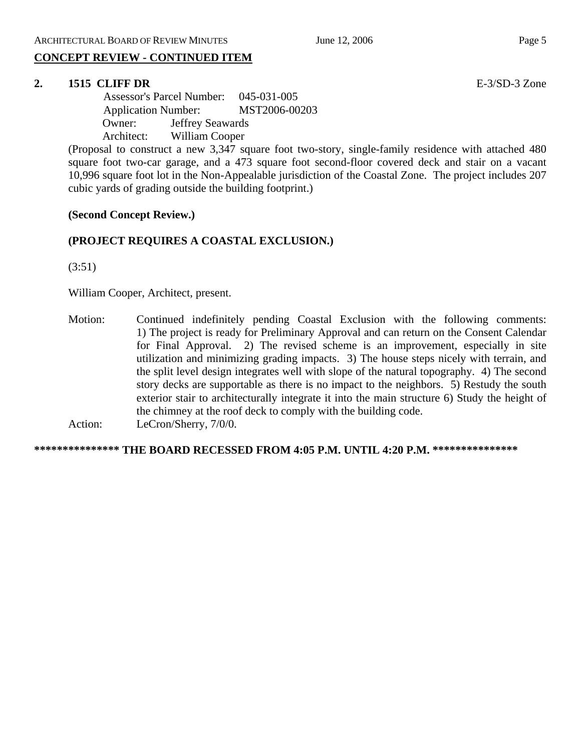## CONCEPT REVIEW - CONTINUED ITEM

**2. 1515 CLIFF DR** E-3/SD-3 Zone

Assessor's Parcel Number: 045-031-005
Application Number: MST2006-00203
Owner: Jeffrey Seawards
Architect: William Cooper

(Proposal to construct a new 3,347 square foot two-story, single-family residence with attached 480 square foot two-car garage, and a 473 square foot second-floor covered deck and stair on a vacant 10,996 square foot lot in the Non-Appealable jurisdiction of the Coastal Zone. The project includes 207 cubic yards of grading outside the building footprint.)

**(Second Concept Review.)**

**(PROJECT REQUIRES A COASTAL EXCLUSION.)**

(3:51)

William Cooper, Architect, present.

Motion: Continued indefinitely pending Coastal Exclusion with the following comments: 1) The project is ready for Preliminary Approval and can return on the Consent Calendar for Final Approval. 2) The revised scheme is an improvement, especially in site utilization and minimizing grading impacts. 3) The house steps nicely with terrain, and the split level design integrates well with slope of the natural topography. 4) The second story decks are supportable as there is no impact to the neighbors. 5) Restudy the south exterior stair to architecturally integrate it into the main structure 6) Study the height of the chimney at the roof deck to comply with the building code.

Action: LeCron/Sherry, 7/0/0.

**\*\*\*\*\*\*\*\*\*\*\*\*\*\*\* THE BOARD RECESSED FROM 4:05 P.M. UNTIL 4:20 P.M. \*\*\*\*\*\*\*\*\*\*\*\*\*\*\***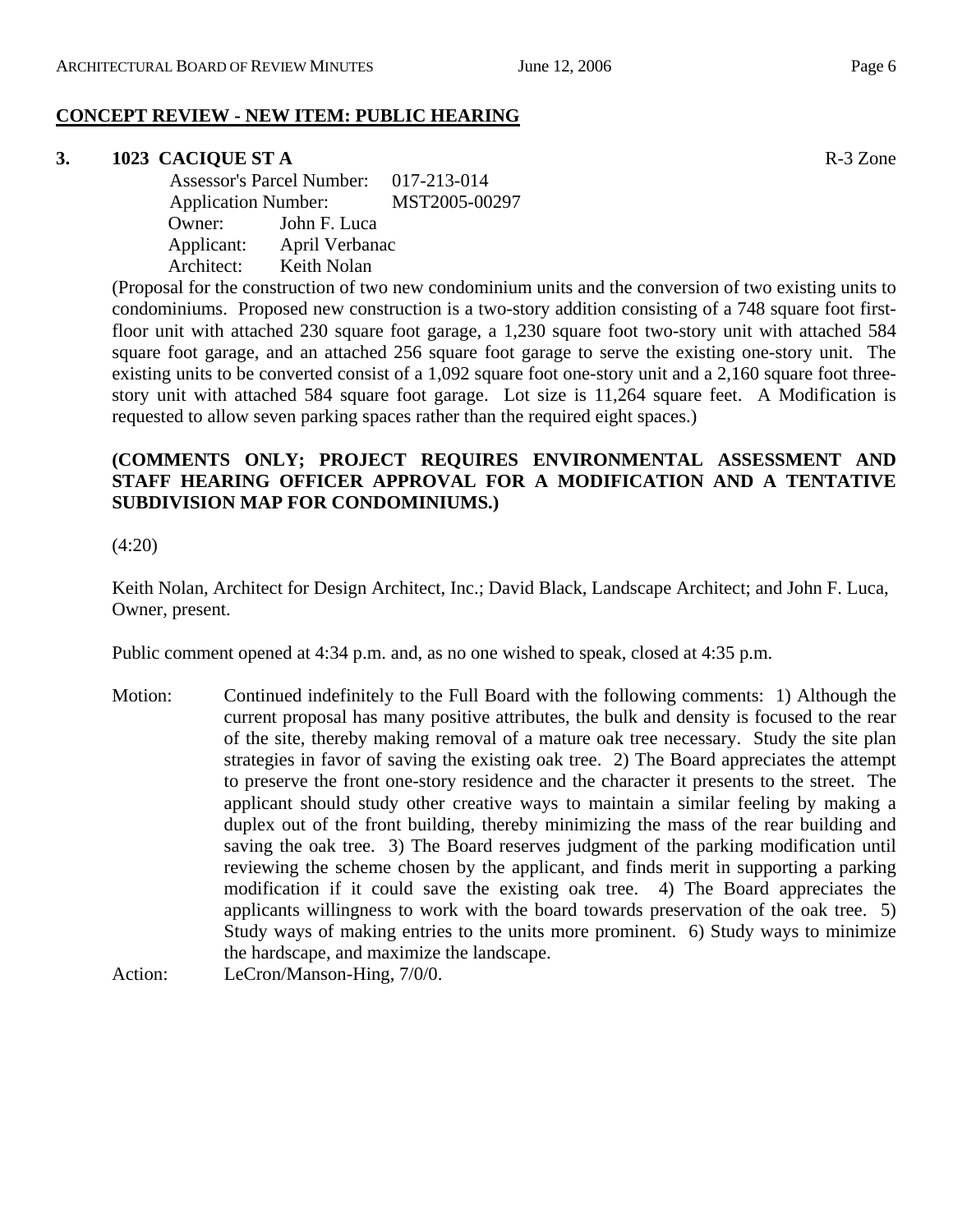## CONCEPT REVIEW - NEW ITEM: PUBLIC HEARING

### 3. 1023 CACIQUE ST A — R-3 Zone

Assessor's Parcel Number: 017-213-014
Application Number: MST2005-00297
Owner: John F. Luca
Applicant: April Verbanac
Architect: Keith Nolan

(Proposal for the construction of two new condominium units and the conversion of two existing units to condominiums. Proposed new construction is a two-story addition consisting of a 748 square foot first-floor unit with attached 230 square foot garage, a 1,230 square foot two-story unit with attached 584 square foot garage, and an attached 256 square foot garage to serve the existing one-story unit. The existing units to be converted consist of a 1,092 square foot one-story unit and a 2,160 square foot three-story unit with attached 584 square foot garage. Lot size is 11,264 square feet. A Modification is requested to allow seven parking spaces rather than the required eight spaces.)

**(COMMENTS ONLY; PROJECT REQUIRES ENVIRONMENTAL ASSESSMENT AND STAFF HEARING OFFICER APPROVAL FOR A MODIFICATION AND A TENTATIVE SUBDIVISION MAP FOR CONDOMINIUMS.)**

(4:20)

Keith Nolan, Architect for Design Architect, Inc.; David Black, Landscape Architect; and John F. Luca, Owner, present.

Public comment opened at 4:34 p.m. and, as no one wished to speak, closed at 4:35 p.m.

Motion: Continued indefinitely to the Full Board with the following comments: 1) Although the current proposal has many positive attributes, the bulk and density is focused to the rear of the site, thereby making removal of a mature oak tree necessary. Study the site plan strategies in favor of saving the existing oak tree. 2) The Board appreciates the attempt to preserve the front one-story residence and the character it presents to the street. The applicant should study other creative ways to maintain a similar feeling by making a duplex out of the front building, thereby minimizing the mass of the rear building and saving the oak tree. 3) The Board reserves judgment of the parking modification until reviewing the scheme chosen by the applicant, and finds merit in supporting a parking modification if it could save the existing oak tree. 4) The Board appreciates the applicants willingness to work with the board towards preservation of the oak tree. 5) Study ways of making entries to the units more prominent. 6) Study ways to minimize the hardscape, and maximize the landscape.

Action: LeCron/Manson-Hing, 7/0/0.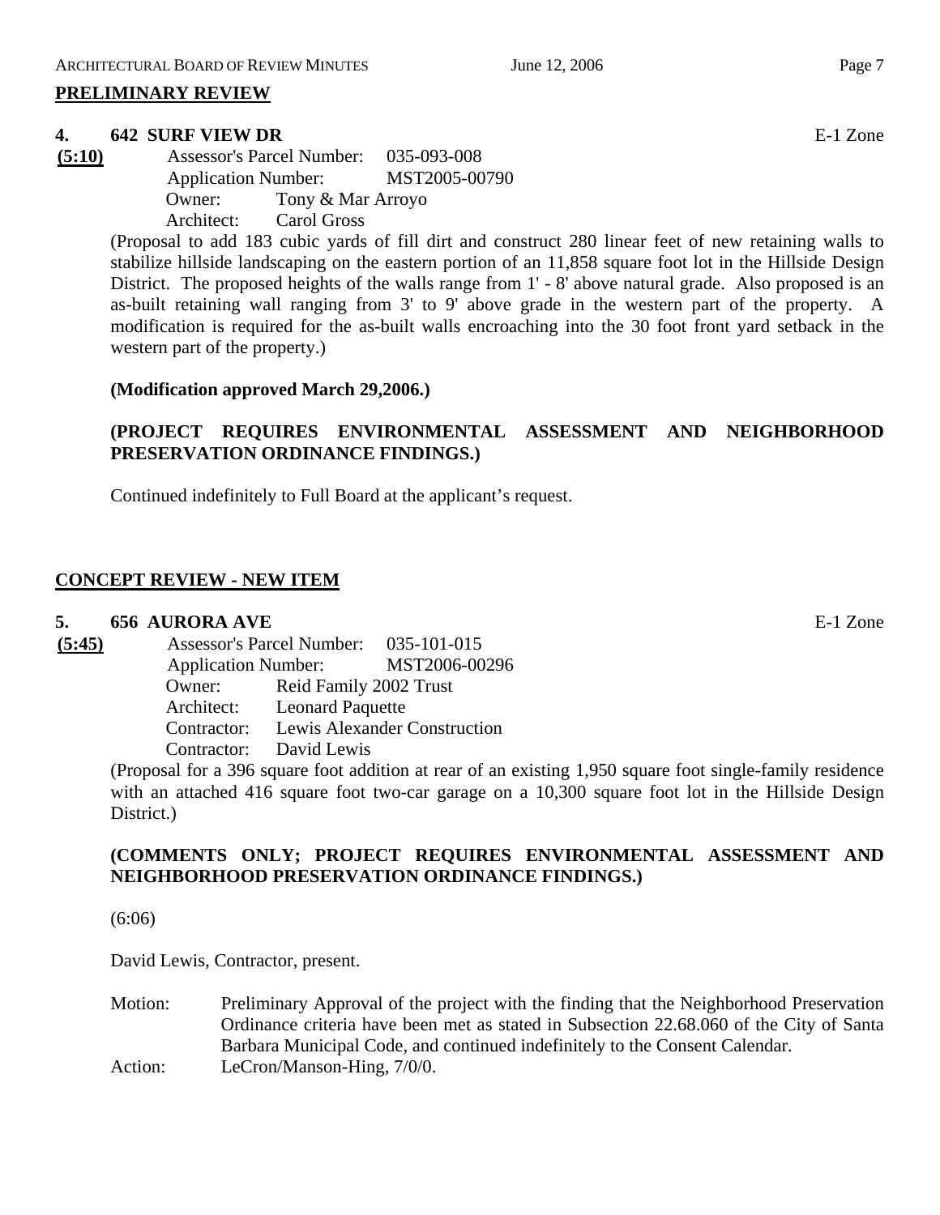## PRELIMINARY REVIEW

**4. 642 SURF VIEW DR** E-1 Zone

**(5:10)**

Assessor's Parcel Number: 035-093-008
Application Number: MST2005-00790
Owner: Tony & Mar Arroyo
Architect: Carol Gross

(Proposal to add 183 cubic yards of fill dirt and construct 280 linear feet of new retaining walls to stabilize hillside landscaping on the eastern portion of an 11,858 square foot lot in the Hillside Design District. The proposed heights of the walls range from 1' - 8' above natural grade. Also proposed is an as-built retaining wall ranging from 3' to 9' above grade in the western part of the property. A modification is required for the as-built walls encroaching into the 30 foot front yard setback in the western part of the property.)

**(Modification approved March 29,2006.)**

**(PROJECT REQUIRES ENVIRONMENTAL ASSESSMENT AND NEIGHBORHOOD PRESERVATION ORDINANCE FINDINGS.)**

Continued indefinitely to Full Board at the applicant's request.

## CONCEPT REVIEW - NEW ITEM

**5. 656 AURORA AVE** E-1 Zone

**(5:45)**

Assessor's Parcel Number: 035-101-015
Application Number: MST2006-00296
Owner: Reid Family 2002 Trust
Architect: Leonard Paquette
Contractor: Lewis Alexander Construction
Contractor: David Lewis

(Proposal for a 396 square foot addition at rear of an existing 1,950 square foot single-family residence with an attached 416 square foot two-car garage on a 10,300 square foot lot in the Hillside Design District.)

**(COMMENTS ONLY; PROJECT REQUIRES ENVIRONMENTAL ASSESSMENT AND NEIGHBORHOOD PRESERVATION ORDINANCE FINDINGS.)**

(6:06)

David Lewis, Contractor, present.

Motion: Preliminary Approval of the project with the finding that the Neighborhood Preservation Ordinance criteria have been met as stated in Subsection 22.68.060 of the City of Santa Barbara Municipal Code, and continued indefinitely to the Consent Calendar.

Action: LeCron/Manson-Hing, 7/0/0.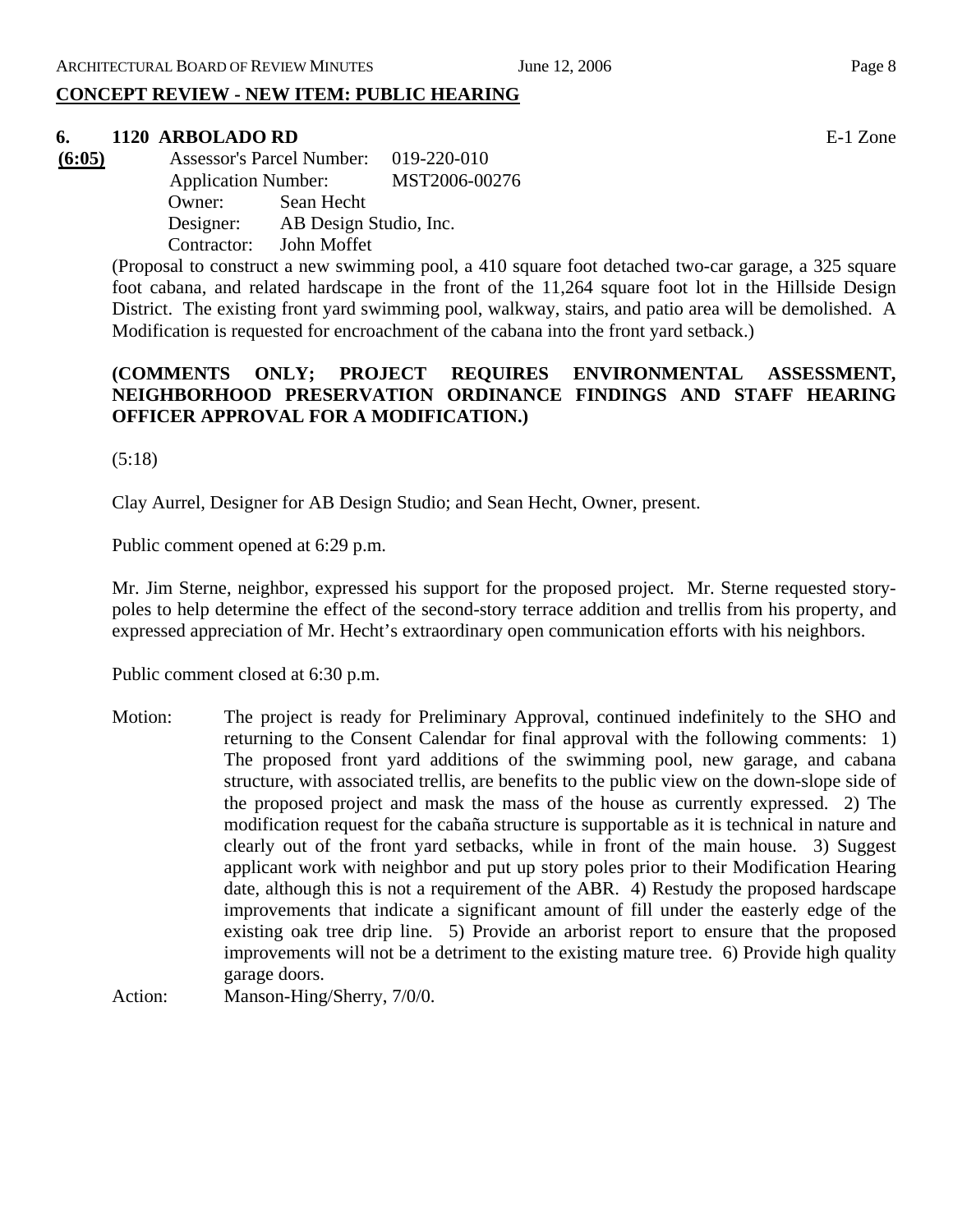## CONCEPT REVIEW - NEW ITEM: PUBLIC HEARING

### 6. 1120 ARBOLADO RD

E-1 Zone

**(6:05)**

Assessor's Parcel Number: 019-220-010
Application Number: MST2006-00276
Owner: Sean Hecht
Designer: AB Design Studio, Inc.
Contractor: John Moffet

(Proposal to construct a new swimming pool, a 410 square foot detached two-car garage, a 325 square foot cabana, and related hardscape in the front of the 11,264 square foot lot in the Hillside Design District. The existing front yard swimming pool, walkway, stairs, and patio area will be demolished. A Modification is requested for encroachment of the cabana into the front yard setback.)

**(COMMENTS ONLY; PROJECT REQUIRES ENVIRONMENTAL ASSESSMENT, NEIGHBORHOOD PRESERVATION ORDINANCE FINDINGS AND STAFF HEARING OFFICER APPROVAL FOR A MODIFICATION.)**

(5:18)

Clay Aurrel, Designer for AB Design Studio; and Sean Hecht, Owner, present.

Public comment opened at 6:29 p.m.

Mr. Jim Sterne, neighbor, expressed his support for the proposed project. Mr. Sterne requested story-poles to help determine the effect of the second-story terrace addition and trellis from his property, and expressed appreciation of Mr. Hecht's extraordinary open communication efforts with his neighbors.

Public comment closed at 6:30 p.m.

Motion: The project is ready for Preliminary Approval, continued indefinitely to the SHO and returning to the Consent Calendar for final approval with the following comments: 1) The proposed front yard additions of the swimming pool, new garage, and cabana structure, with associated trellis, are benefits to the public view on the down-slope side of the proposed project and mask the mass of the house as currently expressed. 2) The modification request for the cabaña structure is supportable as it is technical in nature and clearly out of the front yard setbacks, while in front of the main house. 3) Suggest applicant work with neighbor and put up story poles prior to their Modification Hearing date, although this is not a requirement of the ABR. 4) Restudy the proposed hardscape improvements that indicate a significant amount of fill under the easterly edge of the existing oak tree drip line. 5) Provide an arborist report to ensure that the proposed improvements will not be a detriment to the existing mature tree. 6) Provide high quality garage doors.

Action: Manson-Hing/Sherry, 7/0/0.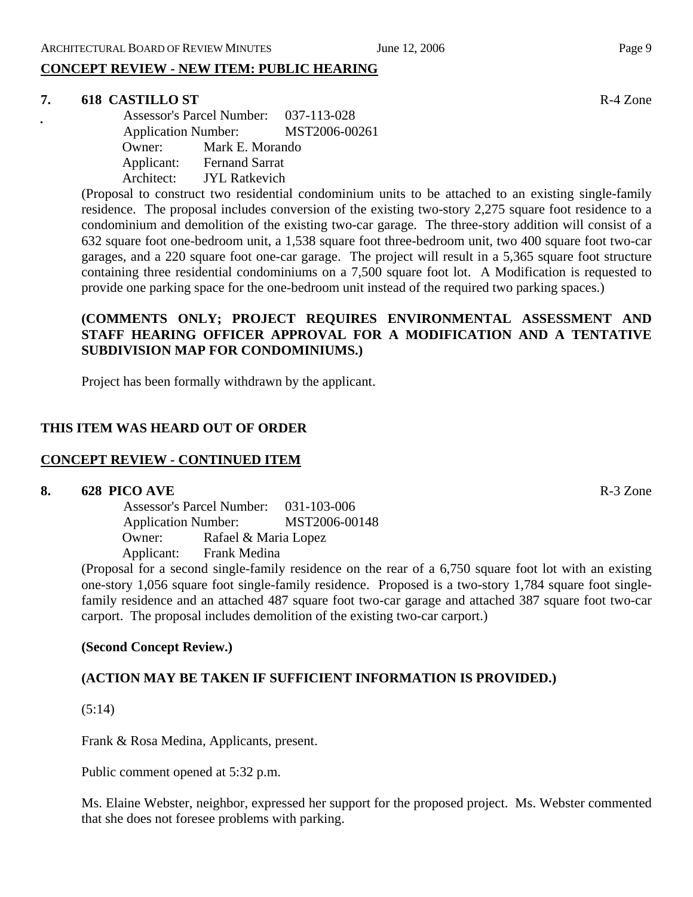**CONCEPT REVIEW - NEW ITEM: PUBLIC HEARING**

**7. 618 CASTILLO ST** R-4 Zone

Assessor's Parcel Number: 037-113-028
Application Number: MST2006-00261
Owner: Mark E. Morando
Applicant: Fernand Sarrat
Architect: JYL Ratkevich

(Proposal to construct two residential condominium units to be attached to an existing single-family residence. The proposal includes conversion of the existing two-story 2,275 square foot residence to a condominium and demolition of the existing two-car garage. The three-story addition will consist of a 632 square foot one-bedroom unit, a 1,538 square foot three-bedroom unit, two 400 square foot two-car garages, and a 220 square foot one-car garage. The project will result in a 5,365 square foot structure containing three residential condominiums on a 7,500 square foot lot. A Modification is requested to provide one parking space for the one-bedroom unit instead of the required two parking spaces.)

**(COMMENTS ONLY; PROJECT REQUIRES ENVIRONMENTAL ASSESSMENT AND STAFF HEARING OFFICER APPROVAL FOR A MODIFICATION AND A TENTATIVE SUBDIVISION MAP FOR CONDOMINIUMS.)**

Project has been formally withdrawn by the applicant.

**THIS ITEM WAS HEARD OUT OF ORDER**

**CONCEPT REVIEW - CONTINUED ITEM**

**8. 628 PICO AVE** R-3 Zone

Assessor's Parcel Number: 031-103-006
Application Number: MST2006-00148
Owner: Rafael & Maria Lopez
Applicant: Frank Medina

(Proposal for a second single-family residence on the rear of a 6,750 square foot lot with an existing one-story 1,056 square foot single-family residence. Proposed is a two-story 1,784 square foot single-family residence and an attached 487 square foot two-car garage and attached 387 square foot two-car carport. The proposal includes demolition of the existing two-car carport.)

**(Second Concept Review.)**

**(ACTION MAY BE TAKEN IF SUFFICIENT INFORMATION IS PROVIDED.)**

(5:14)

Frank & Rosa Medina, Applicants, present.

Public comment opened at 5:32 p.m.

Ms. Elaine Webster, neighbor, expressed her support for the proposed project. Ms. Webster commented that she does not foresee problems with parking.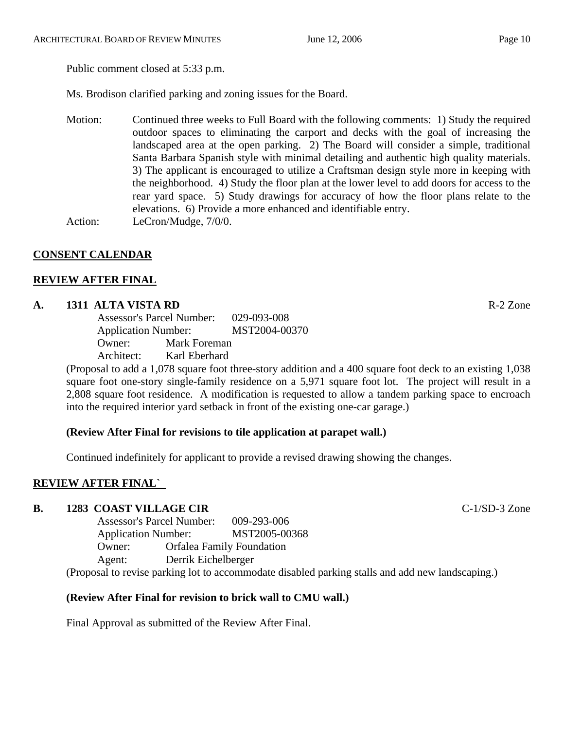Public comment closed at 5:33 p.m.

Ms. Brodison clarified parking and zoning issues for the Board.

Motion: Continued three weeks to Full Board with the following comments: 1) Study the required outdoor spaces to eliminating the carport and decks with the goal of increasing the landscaped area at the open parking. 2) The Board will consider a simple, traditional Santa Barbara Spanish style with minimal detailing and authentic high quality materials. 3) The applicant is encouraged to utilize a Craftsman design style more in keeping with the neighborhood. 4) Study the floor plan at the lower level to add doors for access to the rear yard space. 5) Study drawings for accuracy of how the floor plans relate to the elevations. 6) Provide a more enhanced and identifiable entry.

Action: LeCron/Mudge, 7/0/0.

## CONSENT CALENDAR

## REVIEW AFTER FINAL

### A. 1311 ALTA VISTA RD — R-2 Zone

Assessor's Parcel Number: 029-093-008
Application Number: MST2004-00370
Owner: Mark Foreman
Architect: Karl Eberhard

(Proposal to add a 1,078 square foot three-story addition and a 400 square foot deck to an existing 1,038 square foot one-story single-family residence on a 5,971 square foot lot. The project will result in a 2,808 square foot residence. A modification is requested to allow a tandem parking space to encroach into the required interior yard setback in front of the existing one-car garage.)

**(Review After Final for revisions to tile application at parapet wall.)**

Continued indefinitely for applicant to provide a revised drawing showing the changes.

## REVIEW AFTER FINAL`

### B. 1283 COAST VILLAGE CIR — C-1/SD-3 Zone

Assessor's Parcel Number: 009-293-006
Application Number: MST2005-00368
Owner: Orfalea Family Foundation
Agent: Derrik Eichelberger

(Proposal to revise parking lot to accommodate disabled parking stalls and add new landscaping.)

**(Review After Final for revision to brick wall to CMU wall.)**

Final Approval as submitted of the Review After Final.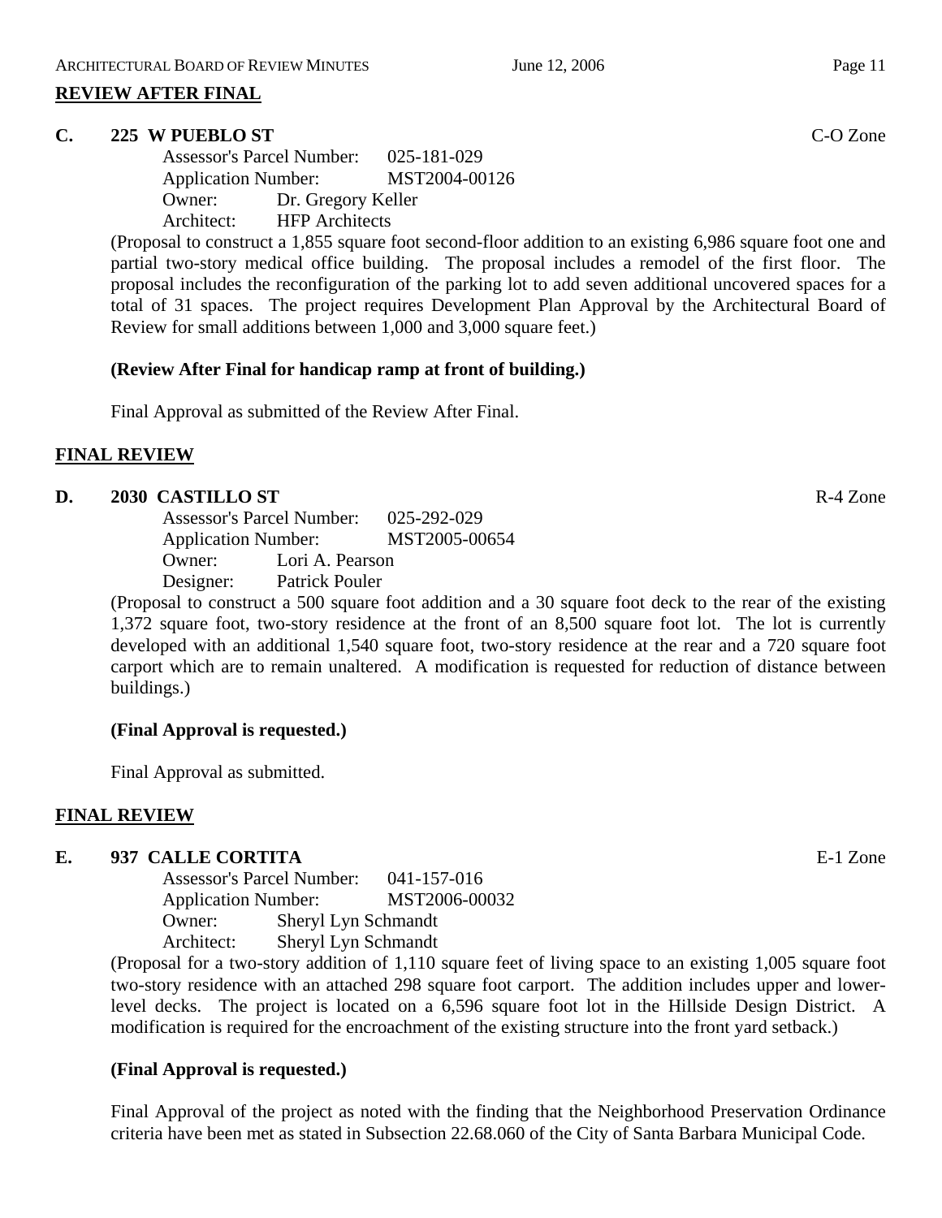## REVIEW AFTER FINAL

### C. 225 W PUEBLO ST — C-O Zone

Assessor's Parcel Number: 025-181-029
Application Number: MST2004-00126
Owner: Dr. Gregory Keller
Architect: HFP Architects

(Proposal to construct a 1,855 square foot second-floor addition to an existing 6,986 square foot one and partial two-story medical office building. The proposal includes a remodel of the first floor. The proposal includes the reconfiguration of the parking lot to add seven additional uncovered spaces for a total of 31 spaces. The project requires Development Plan Approval by the Architectural Board of Review for small additions between 1,000 and 3,000 square feet.)

**(Review After Final for handicap ramp at front of building.)**

Final Approval as submitted of the Review After Final.

## FINAL REVIEW

### D. 2030 CASTILLO ST — R-4 Zone

Assessor's Parcel Number: 025-292-029
Application Number: MST2005-00654
Owner: Lori A. Pearson
Designer: Patrick Pouler

(Proposal to construct a 500 square foot addition and a 30 square foot deck to the rear of the existing 1,372 square foot, two-story residence at the front of an 8,500 square foot lot. The lot is currently developed with an additional 1,540 square foot, two-story residence at the rear and a 720 square foot carport which are to remain unaltered. A modification is requested for reduction of distance between buildings.)

**(Final Approval is requested.)**

Final Approval as submitted.

## FINAL REVIEW

### E. 937 CALLE CORTITA — E-1 Zone

Assessor's Parcel Number: 041-157-016
Application Number: MST2006-00032
Owner: Sheryl Lyn Schmandt
Architect: Sheryl Lyn Schmandt

(Proposal for a two-story addition of 1,110 square feet of living space to an existing 1,005 square foot two-story residence with an attached 298 square foot carport. The addition includes upper and lower-level decks. The project is located on a 6,596 square foot lot in the Hillside Design District. A modification is required for the encroachment of the existing structure into the front yard setback.)

**(Final Approval is requested.)**

Final Approval of the project as noted with the finding that the Neighborhood Preservation Ordinance criteria have been met as stated in Subsection 22.68.060 of the City of Santa Barbara Municipal Code.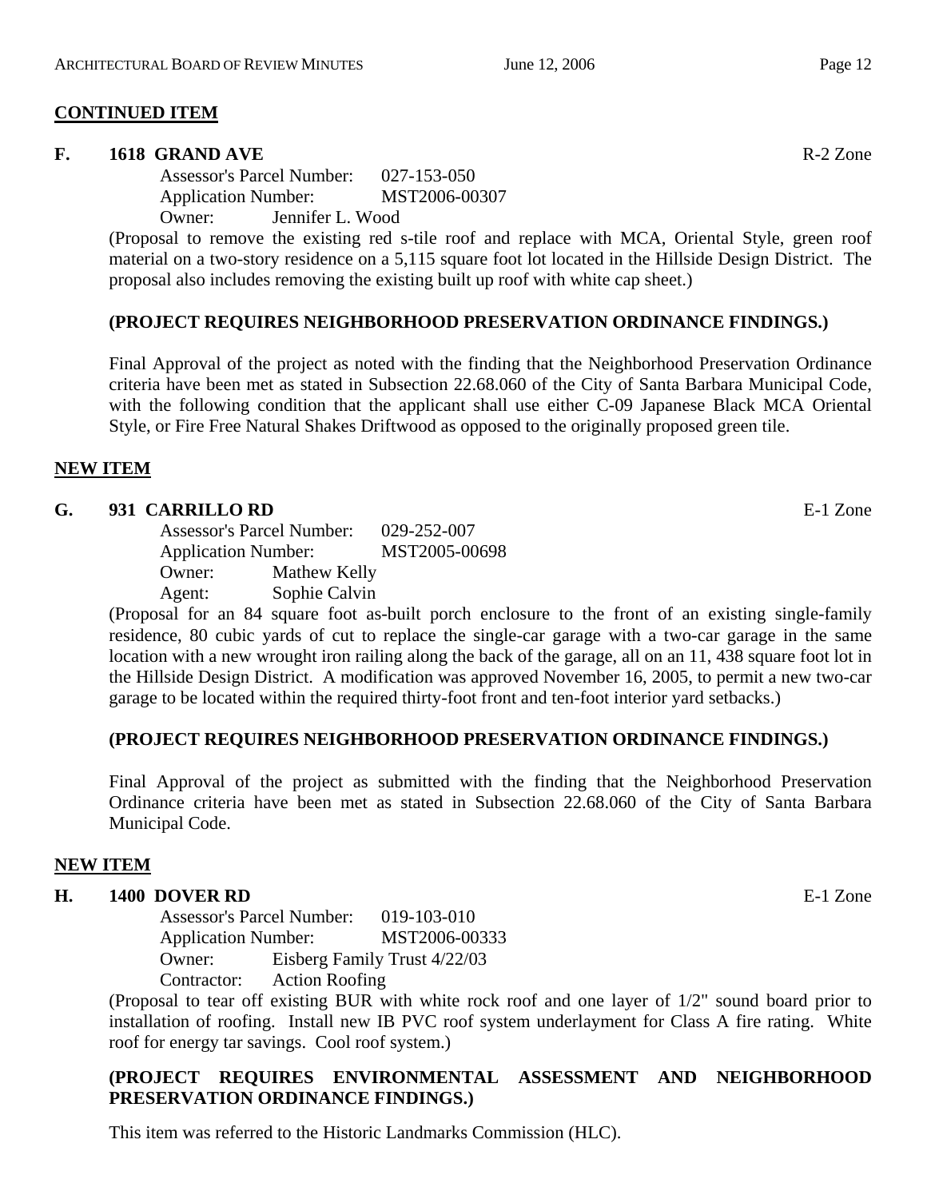## CONTINUED ITEM

**F. 1618 GRAND AVE** R-2 Zone

Assessor's Parcel Number: 027-153-050
Application Number: MST2006-00307
Owner: Jennifer L. Wood

(Proposal to remove the existing red s-tile roof and replace with MCA, Oriental Style, green roof material on a two-story residence on a 5,115 square foot lot located in the Hillside Design District. The proposal also includes removing the existing built up roof with white cap sheet.)

**(PROJECT REQUIRES NEIGHBORHOOD PRESERVATION ORDINANCE FINDINGS.)**

Final Approval of the project as noted with the finding that the Neighborhood Preservation Ordinance criteria have been met as stated in Subsection 22.68.060 of the City of Santa Barbara Municipal Code, with the following condition that the applicant shall use either C-09 Japanese Black MCA Oriental Style, or Fire Free Natural Shakes Driftwood as opposed to the originally proposed green tile.

## NEW ITEM

**G. 931 CARRILLO RD** E-1 Zone

Assessor's Parcel Number: 029-252-007
Application Number: MST2005-00698
Owner: Mathew Kelly
Agent: Sophie Calvin

(Proposal for an 84 square foot as-built porch enclosure to the front of an existing single-family residence, 80 cubic yards of cut to replace the single-car garage with a two-car garage in the same location with a new wrought iron railing along the back of the garage, all on an 11, 438 square foot lot in the Hillside Design District. A modification was approved November 16, 2005, to permit a new two-car garage to be located within the required thirty-foot front and ten-foot interior yard setbacks.)

**(PROJECT REQUIRES NEIGHBORHOOD PRESERVATION ORDINANCE FINDINGS.)**

Final Approval of the project as submitted with the finding that the Neighborhood Preservation Ordinance criteria have been met as stated in Subsection 22.68.060 of the City of Santa Barbara Municipal Code.

## NEW ITEM

**H. 1400 DOVER RD** E-1 Zone

Assessor's Parcel Number: 019-103-010
Application Number: MST2006-00333
Owner: Eisberg Family Trust 4/22/03
Contractor: Action Roofing

(Proposal to tear off existing BUR with white rock roof and one layer of 1/2" sound board prior to installation of roofing. Install new IB PVC roof system underlayment for Class A fire rating. White roof for energy tar savings. Cool roof system.)

**(PROJECT REQUIRES ENVIRONMENTAL ASSESSMENT AND NEIGHBORHOOD PRESERVATION ORDINANCE FINDINGS.)**

This item was referred to the Historic Landmarks Commission (HLC).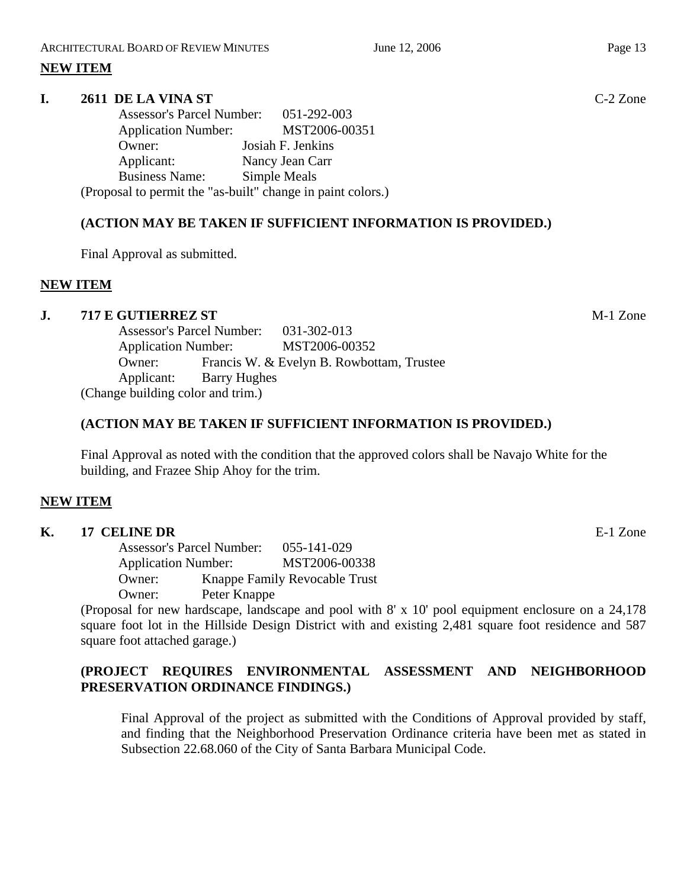**NEW ITEM**

**I. 2611 DE LA VINA ST** C-2 Zone

Assessor's Parcel Number: 051-292-003
Application Number: MST2006-00351
Owner: Josiah F. Jenkins
Applicant: Nancy Jean Carr
Business Name: Simple Meals

(Proposal to permit the "as-built" change in paint colors.)

**(ACTION MAY BE TAKEN IF SUFFICIENT INFORMATION IS PROVIDED.)**

Final Approval as submitted.

**NEW ITEM**

**J. 717 E GUTIERREZ ST** M-1 Zone

Assessor's Parcel Number: 031-302-013
Application Number: MST2006-00352
Owner: Francis W. & Evelyn B. Rowbottam, Trustee
Applicant: Barry Hughes

(Change building color and trim.)

**(ACTION MAY BE TAKEN IF SUFFICIENT INFORMATION IS PROVIDED.)**

Final Approval as noted with the condition that the approved colors shall be Navajo White for the building, and Frazee Ship Ahoy for the trim.

**NEW ITEM**

**K. 17 CELINE DR** E-1 Zone

Assessor's Parcel Number: 055-141-029
Application Number: MST2006-00338
Owner: Knappe Family Revocable Trust
Owner: Peter Knappe

(Proposal for new hardscape, landscape and pool with 8' x 10' pool equipment enclosure on a 24,178 square foot lot in the Hillside Design District with and existing 2,481 square foot residence and 587 square foot attached garage.)

**(PROJECT REQUIRES ENVIRONMENTAL ASSESSMENT AND NEIGHBORHOOD PRESERVATION ORDINANCE FINDINGS.)**

Final Approval of the project as submitted with the Conditions of Approval provided by staff, and finding that the Neighborhood Preservation Ordinance criteria have been met as stated in Subsection 22.68.060 of the City of Santa Barbara Municipal Code.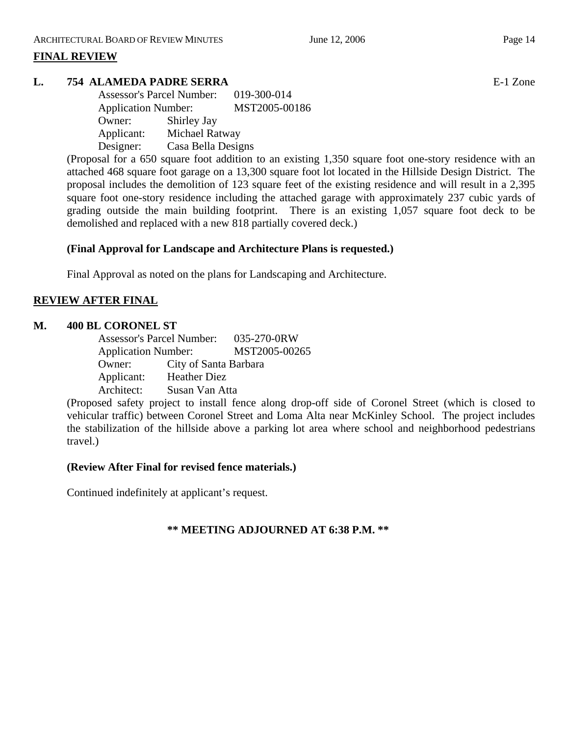## FINAL REVIEW

### L. 754 ALAMEDA PADRE SERRA E-1 Zone

Assessor's Parcel Number: 019-300-014
Application Number: MST2005-00186
Owner: Shirley Jay
Applicant: Michael Ratway
Designer: Casa Bella Designs

(Proposal for a 650 square foot addition to an existing 1,350 square foot one-story residence with an attached 468 square foot garage on a 13,300 square foot lot located in the Hillside Design District. The proposal includes the demolition of 123 square feet of the existing residence and will result in a 2,395 square foot one-story residence including the attached garage with approximately 237 cubic yards of grading outside the main building footprint. There is an existing 1,057 square foot deck to be demolished and replaced with a new 818 partially covered deck.)

**(Final Approval for Landscape and Architecture Plans is requested.)**

Final Approval as noted on the plans for Landscaping and Architecture.

## REVIEW AFTER FINAL

### M. 400 BL CORONEL ST

Assessor's Parcel Number: 035-270-0RW
Application Number: MST2005-00265
Owner: City of Santa Barbara
Applicant: Heather Diez
Architect: Susan Van Atta

(Proposed safety project to install fence along drop-off side of Coronel Street (which is closed to vehicular traffic) between Coronel Street and Loma Alta near McKinley School. The project includes the stabilization of the hillside above a parking lot area where school and neighborhood pedestrians travel.)

**(Review After Final for revised fence materials.)**

Continued indefinitely at applicant's request.

**\*\* MEETING ADJOURNED AT 6:38 P.M. \*\***